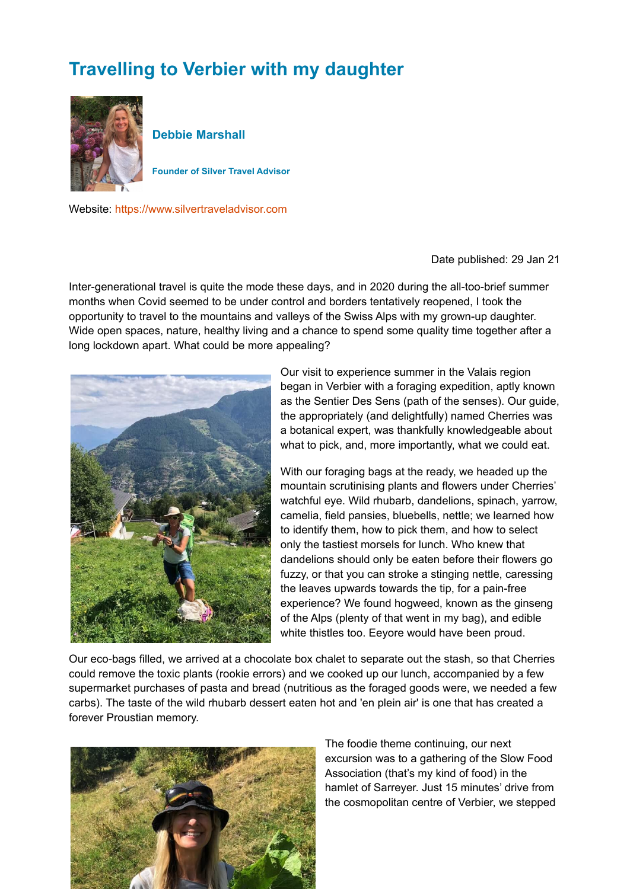# Travelling to Verbier with my daughter

**Debbie Marshall**

**Founder of Silver Travel Advisor**

Website: https://www.silvertraveladvisor.com

Date published: 29 Jan 21

Inter-generational travel is quite the mode these days, and in 2020 during the all-too-brief summer months when Covid seemed to be under control and borders tentatively reopened, I took the opportunity to travel to the mountains and valleys of the Swiss Alps with my grown-up daughter. Wide open spaces, nature, healthy living and a chance to spend some quality time together after a long lockdown apart. What could be more appealing?

Our visit to experience summer in the Valais region began in Verbier with a foraging expedition, aptly known as the Sentier Des Sens (path of the senses). Our guide, the appropriately (and delightfully) named Cherries was a botanical expert, was thankfully knowledgeable about what to pick, and, more importantly, what we could eat.

With our foraging bags at the ready, we headed up the mountain scrutinising plants and flowers under Cherries' watchful eye. Wild rhubarb, dandelions, spinach, yarrow, camelia, field pansies, bluebells, nettle; we learned how to identify them, how to pick them, and how to select only the tastiest morsels for lunch. Who knew that dandelions should only be eaten before their flowers go fuzzy, or that you can stroke a stinging nettle, caressing the leaves upwards towards the tip, for a pain-free experience? We found hogweed, known as the ginseng of the Alps (plenty of that went in my bag), and edible white thistles too. Eeyore would have been proud.

Our eco-bags filled, we arrived at a chocolate box chalet to separate out the stash, so that Cherries could remove the toxic plants (rookie errors) and we cooked up our lunch, accompanied by a few supermarket purchases of pasta and bread (nutritious as the foraged goods were, we needed a few carbs). The taste of the wild rhubarb dessert eaten hot and 'en plein air' is one that has created a forever Proustian memory.

The foodie theme continuing, our next excursion was to a gathering of the Slow Food Association (that's my kind of food) in the hamlet of Sarreyer. Just 15 minutes' drive from the cosmopolitan centre of Verbier, we stepped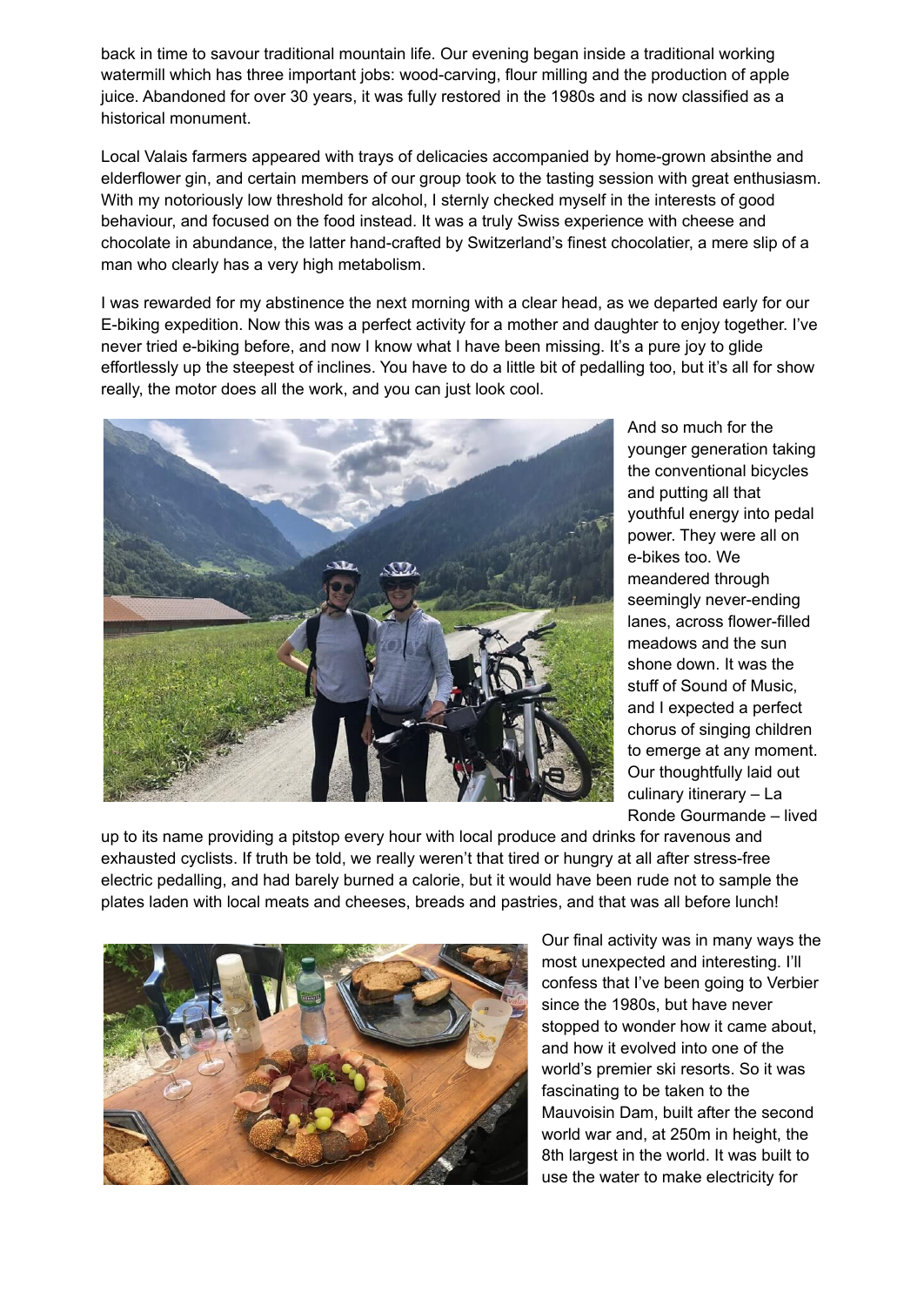back in time to savour traditional mountain life. Our evening began inside a traditional working watermill which has three important jobs: wood-carving, flour milling and the production of apple juice. Abandoned for over 30 years, it was fully restored in the 1980s and is now classified as a historical monument.

Local Valais farmers appeared with trays of delicacies accompanied by home-grown absinthe and elderflower gin, and certain members of our group took to the tasting session with great enthusiasm. With my notoriously low threshold for alcohol, I sternly checked myself in the interests of good behaviour, and focused on the food instead. It was a truly Swiss experience with cheese and chocolate in abundance, the latter hand-crafted by Switzerland's finest chocolatier, a mere slip of a man who clearly has a very high metabolism.

I was rewarded for my abstinence the next morning with a clear head, as we departed early for our E-biking expedition. Now this was a perfect activity for a mother and daughter to enjoy together. I've never tried e-biking before, and now I know what I have been missing. It's a pure joy to glide effortlessly up the steepest of inclines. You have to do a little bit of pedalling too, but it's all for show really, the motor does all the work, and you can just look cool.

And so much for the younger generation taking the conventional bicycles and putting all that youthful energy into pedal power. They were all on e-bikes too. We meandered through seemingly never-ending lanes, across flower-filled meadows and the sun shone down. It was the stuff of Sound of Music, and I expected a perfect chorus of singing children to emerge at any moment. Our thoughtfully laid out culinary itinerary – La Ronde Gourmande – lived up to its name providing a pitstop every hour with local produce and drinks for ravenous and exhausted cyclists. If truth be told, we really weren't that tired or hungry at all after stress-free electric pedalling, and had barely burned a calorie, but it would have been rude not to sample the plates laden with local meats and cheeses, breads and pastries, and that was all before lunch!

Our final activity was in many ways the most unexpected and interesting. I'll confess that I've been going to Verbier since the 1980s, but have never stopped to wonder how it came about, and how it evolved into one of the world's premier ski resorts. So it was fascinating to be taken to the Mauvoisin Dam, built after the second world war and, at 250m in height, the 8th largest in the world. It was built to use the water to make electricity for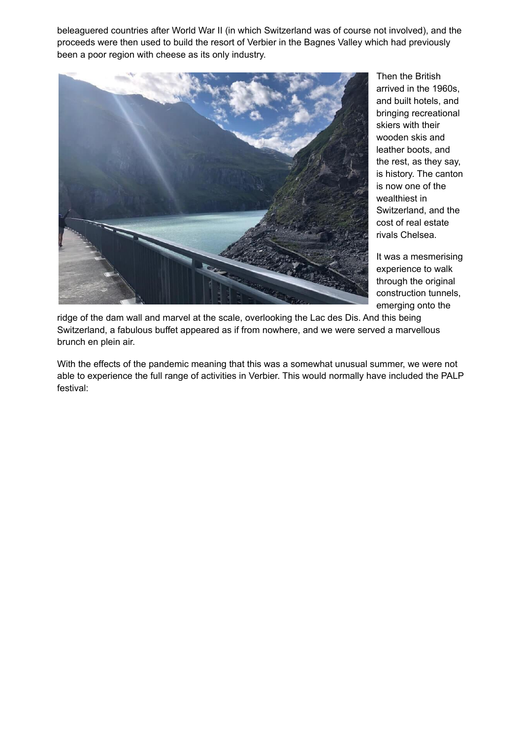beleaguered countries after World War II (in which Switzerland was of course not involved), and the proceeds were then used to build the resort of Verbier in the Bagnes Valley which had previously been a poor region with cheese as its only industry.

Then the British arrived in the 1960s, and built hotels, and bringing recreational skiers with their wooden skis and leather boots, and the rest, as they say, is history. The canton is now one of the wealthiest in Switzerland, and the cost of real estate rivals Chelsea.

It was a mesmerising experience to walk through the original construction tunnels, emerging onto the ridge of the dam wall and marvel at the scale, overlooking the Lac des Dis. And this being Switzerland, a fabulous buffet appeared as if from nowhere, and we were served a marvellous brunch en plein air.

With the effects of the pandemic meaning that this was a somewhat unusual summer, we were not able to experience the full range of activities in Verbier. This would normally have included the PALP festival: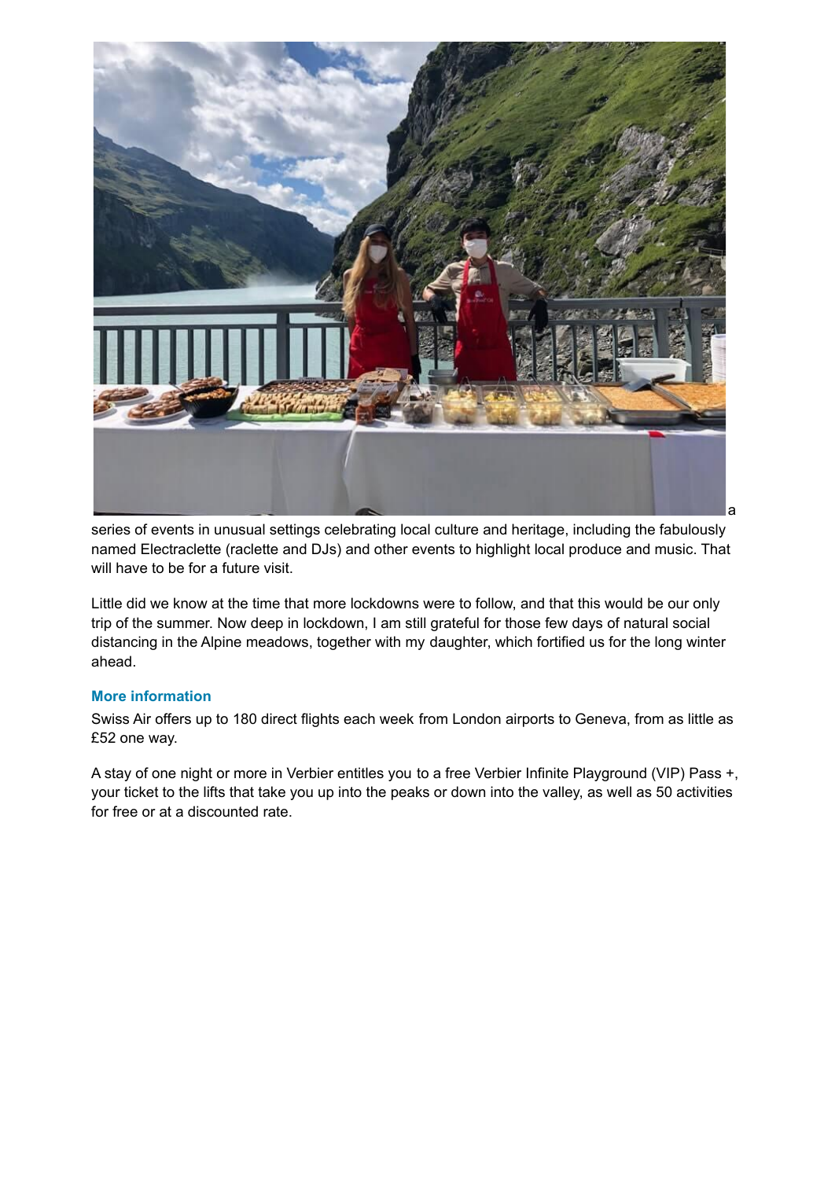a series of events in unusual settings celebrating local culture and heritage, including the fabulously named Electraclette (raclette and DJs) and other events to highlight local produce and music. That will have to be for a future visit.

Little did we know at the time that more lockdowns were to follow, and that this would be our only trip of the summer. Now deep in lockdown, I am still grateful for those few days of natural social distancing in the Alpine meadows, together with my daughter, which fortified us for the long winter ahead.

### More information

Swiss Air offers up to 180 direct flights each week from London airports to Geneva, from as little as £52 one way.

A stay of one night or more in Verbier entitles you to a free Verbier Infinite Playground (VIP) Pass +, your ticket to the lifts that take you up into the peaks or down into the valley, as well as 50 activities for free or at a discounted rate.